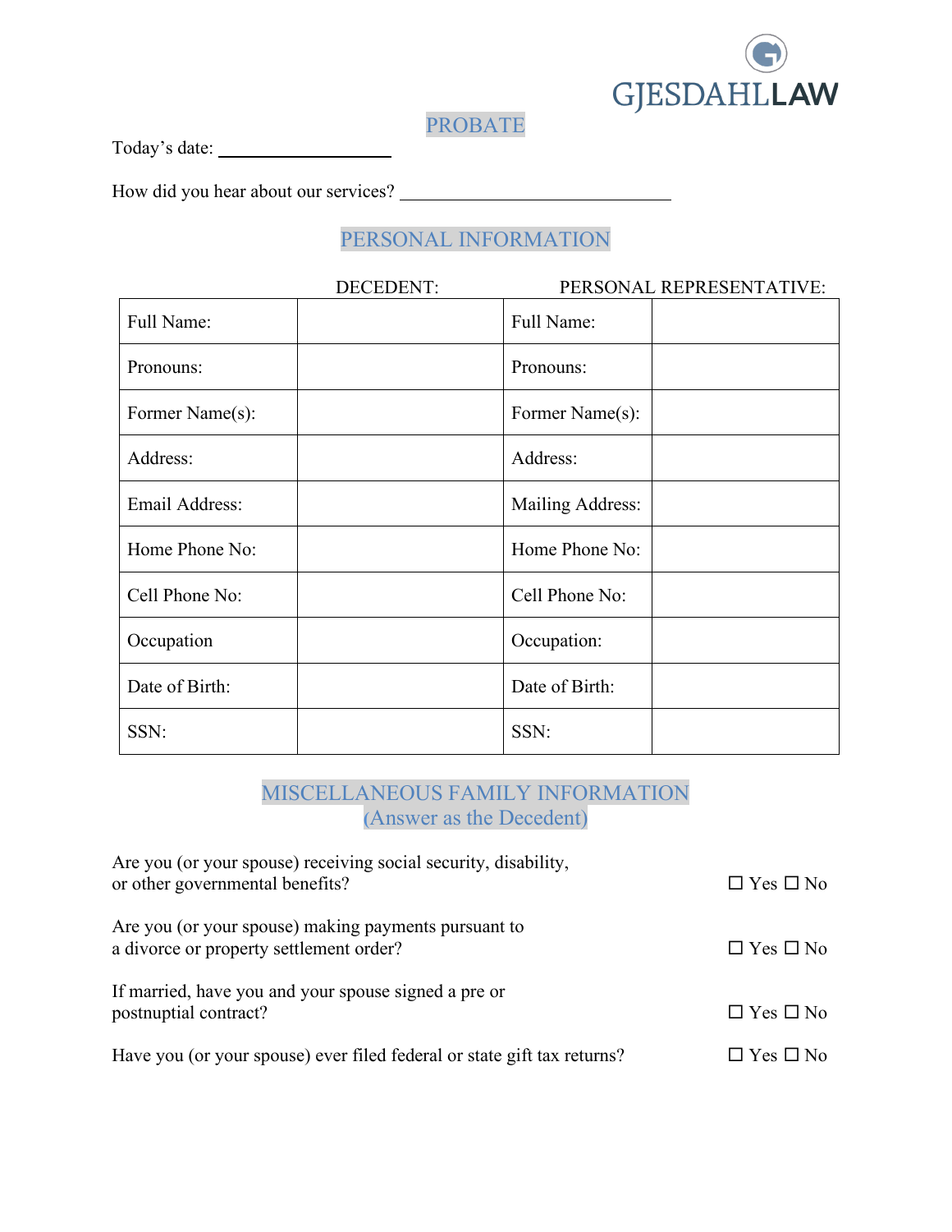GJESDAHLLAW

## PROBATE

Today's date: ____________________

How did you hear about our services? ________________________________

## PERSONAL INFORMATION

| DECEDENT: | | PERSONAL REPRESENTATIVE: | |
|---|---|---|---|
| Full Name: | | Full Name: | |
| Pronouns: | | Pronouns: | |
| Former Name(s): | | Former Name(s): | |
| Address: | | Address: | |
| Email Address: | | Mailing Address: | |
| Home Phone No: | | Home Phone No: | |
| Cell Phone No: | | Cell Phone No: | |
| Occupation | | Occupation: | |
| Date of Birth: | | Date of Birth: | |
| SSN: | | SSN: | |

## MISCELLANEOUS FAMILY INFORMATION
## (Answer as the Decedent)

Are you (or your spouse) receiving social security, disability, or other governmental benefits? ☐ Yes ☐ No

Are you (or your spouse) making payments pursuant to a divorce or property settlement order? ☐ Yes ☐ No

If married, have you and your spouse signed a pre or postnuptial contract? ☐ Yes ☐ No

Have you (or your spouse) ever filed federal or state gift tax returns? ☐ Yes ☐ No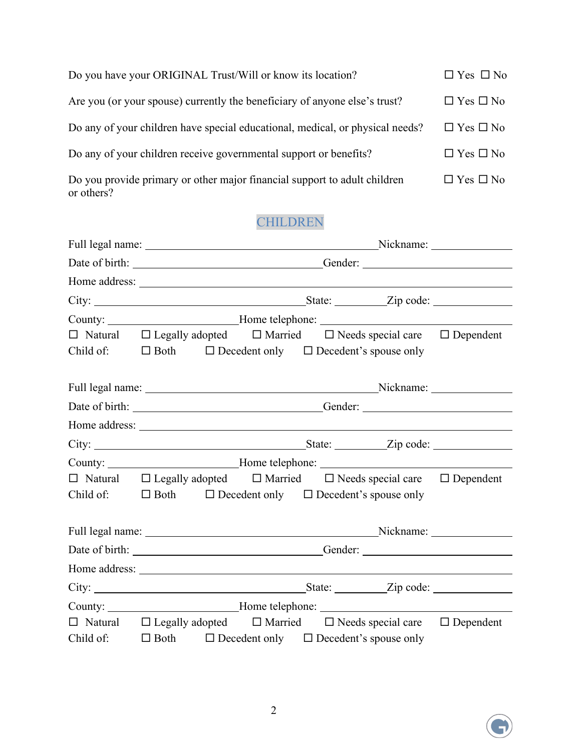Do you have your ORIGINAL Trust/Will or know its location? ☐ Yes ☐ No

Are you (or your spouse) currently the beneficiary of anyone else's trust? ☐ Yes ☐ No

Do any of your children have special educational, medical, or physical needs? ☐ Yes ☐ No

Do any of your children receive governmental support or benefits? ☐ Yes ☐ No

Do you provide primary or other major financial support to adult children or others? ☐ Yes ☐ No

## CHILDREN

Full legal name: ______________________________ Nickname: __________

Date of birth: ________________________ Gender: ____________________

Home address: ______________________________________________

City: __________________________ State: ______ Zip code: __________

County: ________________ Home telephone: _________________________

☐ Natural ☐ Legally adopted ☐ Married ☐ Needs special care ☐ Dependent

Child of: ☐ Both ☐ Decedent only ☐ Decedent's spouse only

Full legal name: ______________________________ Nickname: __________

Date of birth: ________________________ Gender: ____________________

Home address: ______________________________________________

City: __________________________ State: ______ Zip code: __________

County: ________________ Home telephone: _________________________

☐ Natural ☐ Legally adopted ☐ Married ☐ Needs special care ☐ Dependent

Child of: ☐ Both ☐ Decedent only ☐ Decedent's spouse only

Full legal name: ______________________________ Nickname: __________

Date of birth: ________________________ Gender: ____________________

Home address: ______________________________________________

City: __________________________ State: ______ Zip code: __________

County: ________________ Home telephone: _________________________

☐ Natural ☐ Legally adopted ☐ Married ☐ Needs special care ☐ Dependent

Child of: ☐ Both ☐ Decedent only ☐ Decedent's spouse only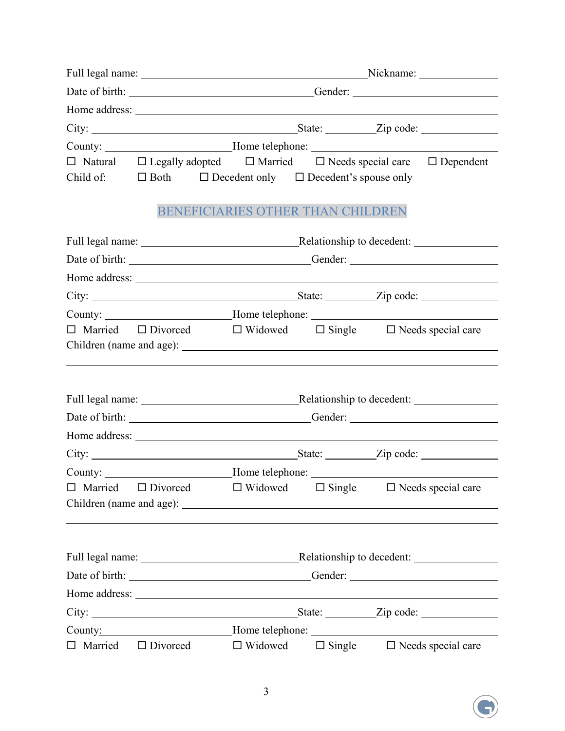Full legal name: ______________________________ Nickname: ______________

Date of birth: ______________________________ Gender: ______________________

Home address: ______________________________________________________________

City: ______________________________ State: __________ Zip code: ______________

County: ____________________ Home telephone: ______________________________

☐ Natural ☐ Legally adopted ☐ Married ☐ Needs special care ☐ Dependent

Child of: ☐ Both ☐ Decedent only ☐ Decedent's spouse only

## BENEFICIARIES OTHER THAN CHILDREN

Full legal name: ______________________________ Relationship to decedent: ______________

Date of birth: ______________________________ Gender: ______________________

Home address: ______________________________________________________________

City: ______________________________ State: __________ Zip code: ______________

County: ____________________ Home telephone: ______________________________

☐ Married ☐ Divorced ☐ Widowed ☐ Single ☐ Needs special care

Children (name and age): ______________________________________________________

______________________________________________________________________________

Full legal name: ______________________________ Relationship to decedent: ______________

Date of birth: ______________________________ Gender: ______________________

Home address: ______________________________________________________________

City: ______________________________ State: __________ Zip code: ______________

County: ____________________ Home telephone: ______________________________

☐ Married ☐ Divorced ☐ Widowed ☐ Single ☐ Needs special care

Children (name and age): ______________________________________________________

______________________________________________________________________________

Full legal name: ______________________________ Relationship to decedent: ______________

Date of birth: ______________________________ Gender: ______________________

Home address: ______________________________________________________________

City: ______________________________ State: __________ Zip code: ______________

County: ____________________ Home telephone: ______________________________

☐ Married ☐ Divorced ☐ Widowed ☐ Single ☐ Needs special care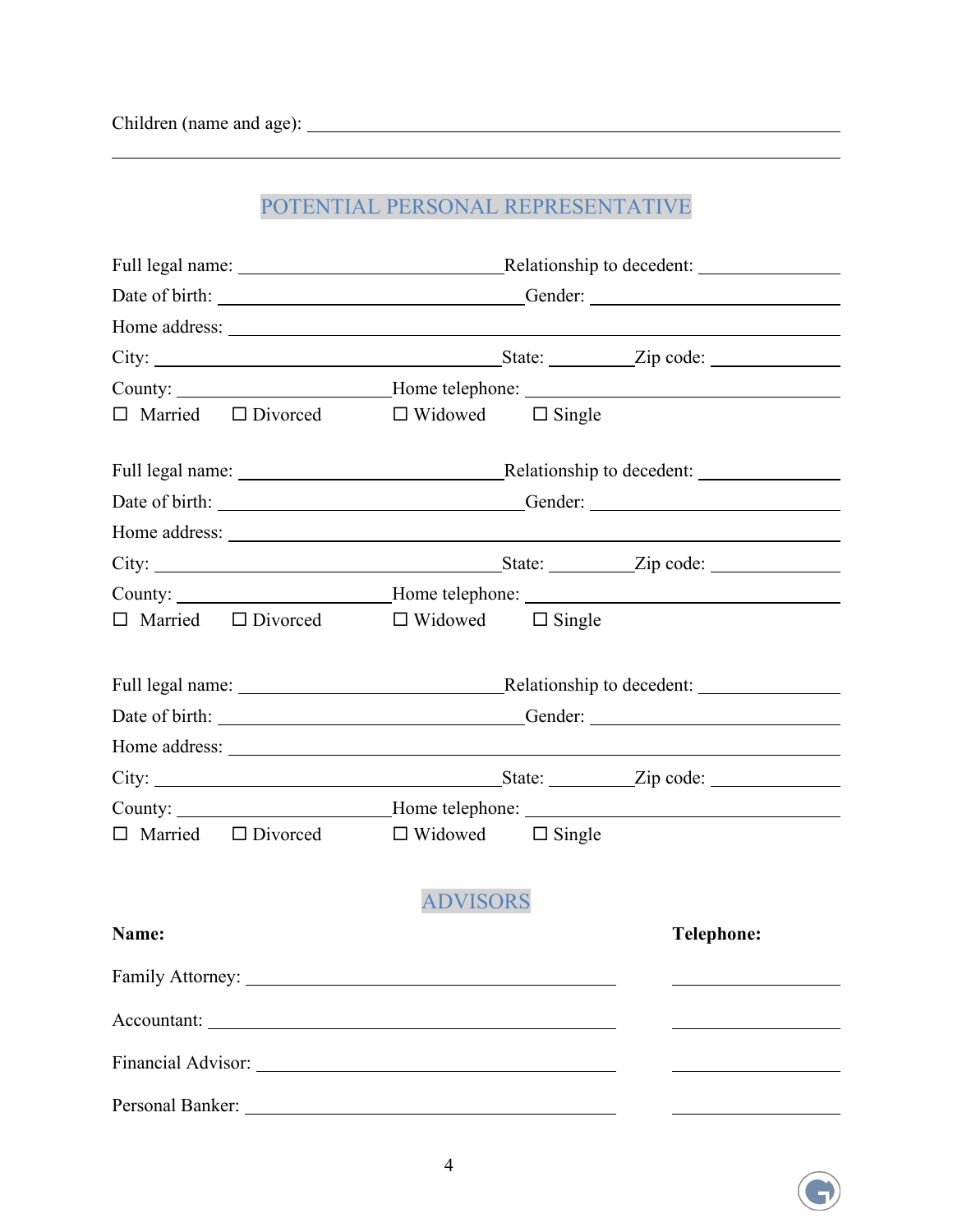Children (name and age): ______________________________________________________________

______________________________________________________________________________

## POTENTIAL PERSONAL REPRESENTATIVE

Full legal name: ____________________________ Relationship to decedent: ______________

Date of birth: ________________________________ Gender: ___________________________

Home address: ____________________________________________________________________

City: ______________________________________ State: ________ Zip code: ______________

County: _______________________ Home telephone: ______________________________

☐ Married ☐ Divorced ☐ Widowed ☐ Single

Full legal name: ____________________________ Relationship to decedent: ______________

Date of birth: ________________________________ Gender: ___________________________

Home address: ____________________________________________________________________

City: ______________________________________ State: ________ Zip code: ______________

County: _______________________ Home telephone: ______________________________

☐ Married ☐ Divorced ☐ Widowed ☐ Single

Full legal name: ____________________________ Relationship to decedent: ______________

Date of birth: ________________________________ Gender: ___________________________

Home address: ____________________________________________________________________

City: ______________________________________ State: ________ Zip code: ______________

County: _______________________ Home telephone: ______________________________

☐ Married ☐ Divorced ☐ Widowed ☐ Single

## ADVISORS

| **Name:** | **Telephone:** |
| --- | --- |
| Family Attorney: ________________________________ | ______________ |
| Accountant: ________________________________ | ______________ |
| Financial Advisor: ________________________________ | ______________ |
| Personal Banker: ________________________________ | ______________ |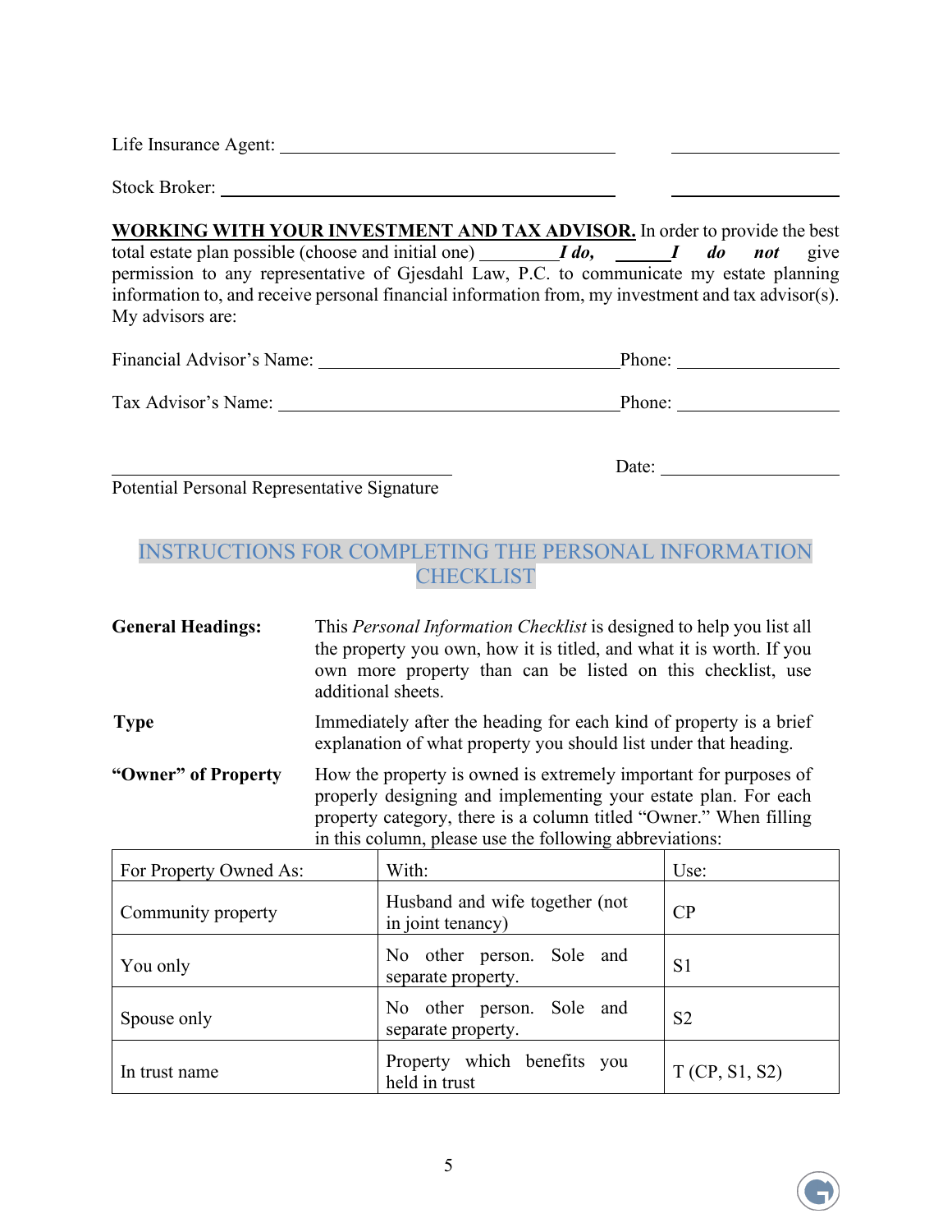Life Insurance Agent: ______________________________________ ________________

Stock Broker: ________________________________________ ________________

**WORKING WITH YOUR INVESTMENT AND TAX ADVISOR.** In order to provide the best total estate plan possible (choose and initial one) ________***I do,*** ______***I do not*** give permission to any representative of Gjesdahl Law, P.C. to communicate my estate planning information to, and receive personal financial information from, my investment and tax advisor(s). My advisors are:

Financial Advisor's Name: ________________________________Phone: ________________

Tax Advisor's Name: ____________________________________Phone: ________________

____________________________________ Date: __________________

Potential Personal Representative Signature

## INSTRUCTIONS FOR COMPLETING THE PERSONAL INFORMATION CHECKLIST

**General Headings:** This *Personal Information Checklist* is designed to help you list all the property you own, how it is titled, and what it is worth. If you own more property than can be listed on this checklist, use additional sheets.

**Type** Immediately after the heading for each kind of property is a brief explanation of what property you should list under that heading.

**"Owner" of Property** How the property is owned is extremely important for purposes of properly designing and implementing your estate plan. For each property category, there is a column titled "Owner." When filling in this column, please use the following abbreviations:

| For Property Owned As: | With: | Use: |
|---|---|---|
| Community property | Husband and wife together (not in joint tenancy) | CP |
| You only | No other person. Sole and separate property. | S1 |
| Spouse only | No other person. Sole and separate property. | S2 |
| In trust name | Property which benefits you held in trust | T (CP, S1, S2) |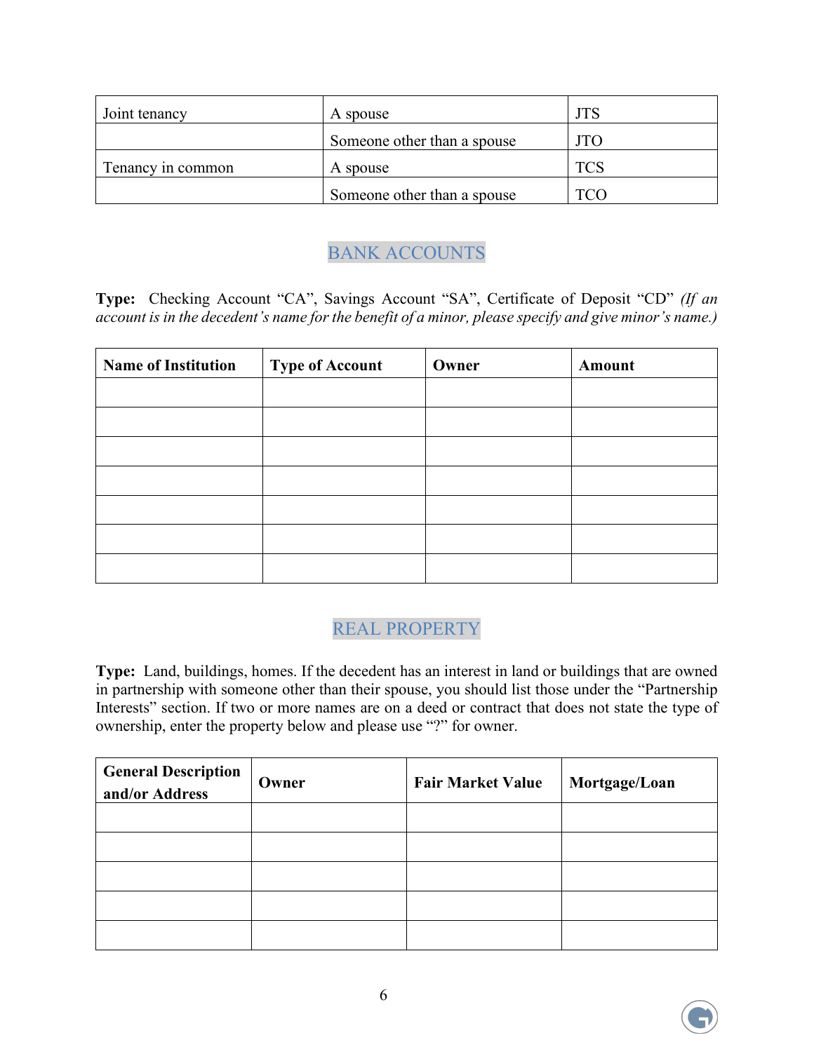| Joint tenancy | A spouse | JTS |
|---|---|---|
| | Someone other than a spouse | JTO |
| Tenancy in common | A spouse | TCS |
| | Someone other than a spouse | TCO |

## BANK ACCOUNTS

**Type:** Checking Account "CA", Savings Account "SA", Certificate of Deposit "CD" *(If an account is in the decedent's name for the benefit of a minor, please specify and give minor's name.)*

| Name of Institution | Type of Account | Owner | Amount |
|---|---|---|---|
| | | | |
| | | | |
| | | | |
| | | | |
| | | | |
| | | | |
| | | | |

## REAL PROPERTY

**Type:** Land, buildings, homes. If the decedent has an interest in land or buildings that are owned in partnership with someone other than their spouse, you should list those under the "Partnership Interests" section. If two or more names are on a deed or contract that does not state the type of ownership, enter the property below and please use "?" for owner.

| General Description and/or Address | Owner | Fair Market Value | Mortgage/Loan |
|---|---|---|---|
| | | | |
| | | | |
| | | | |
| | | | |
| | | | |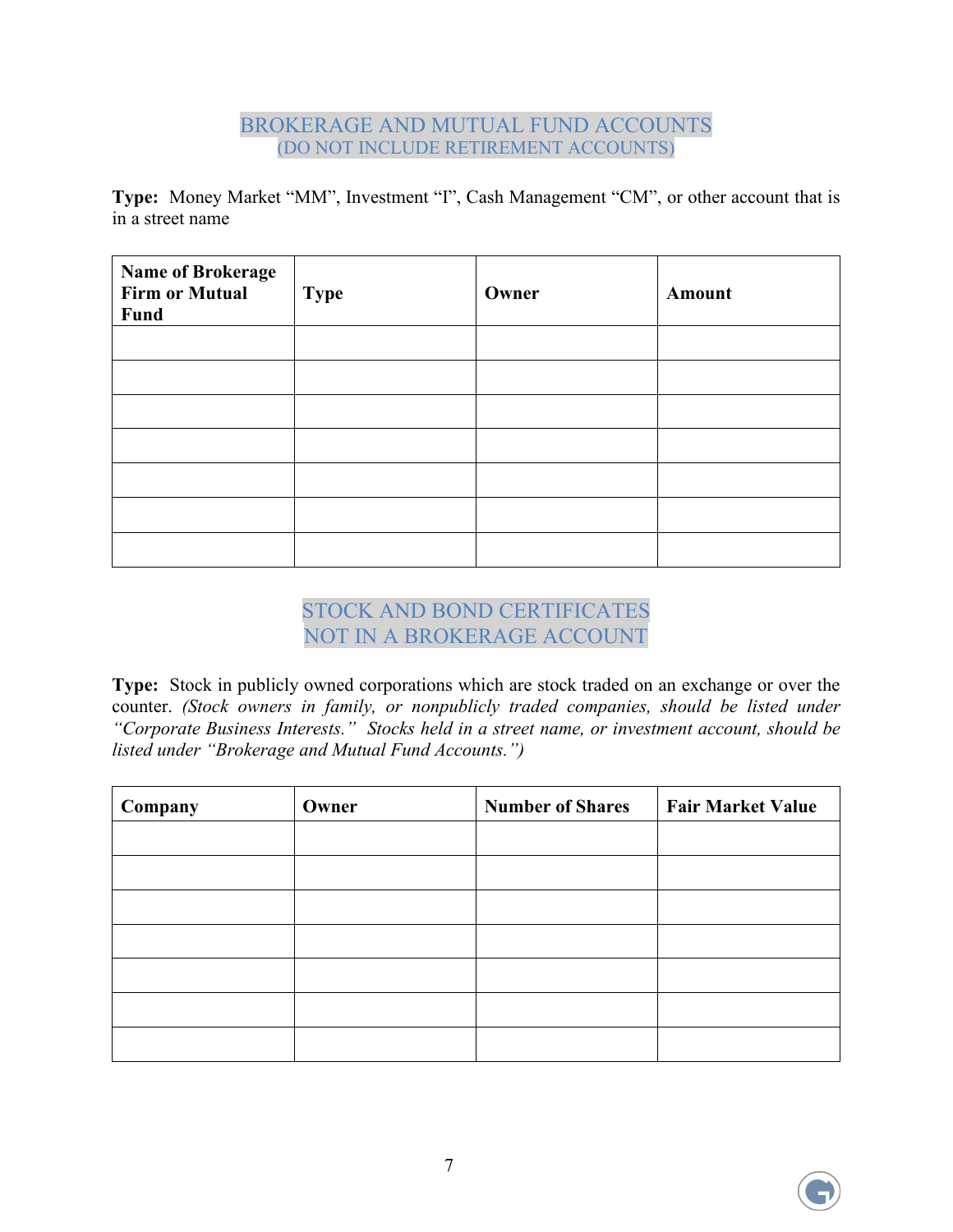## BROKERAGE AND MUTUAL FUND ACCOUNTS
### (DO NOT INCLUDE RETIREMENT ACCOUNTS)

**Type:** Money Market "MM", Investment "I", Cash Management "CM", or other account that is in a street name

| Name of Brokerage Firm or Mutual Fund | Type | Owner | Amount |
|---|---|---|---|
| | | | |
| | | | |
| | | | |
| | | | |
| | | | |
| | | | |
| | | | |

## STOCK AND BOND CERTIFICATES NOT IN A BROKERAGE ACCOUNT

**Type:** Stock in publicly owned corporations which are stock traded on an exchange or over the counter. *(Stock owners in family, or nonpublicly traded companies, should be listed under "Corporate Business Interests." Stocks held in a street name, or investment account, should be listed under "Brokerage and Mutual Fund Accounts.")*

| Company | Owner | Number of Shares | Fair Market Value |
|---|---|---|---|
| | | | |
| | | | |
| | | | |
| | | | |
| | | | |
| | | | |
| | | | |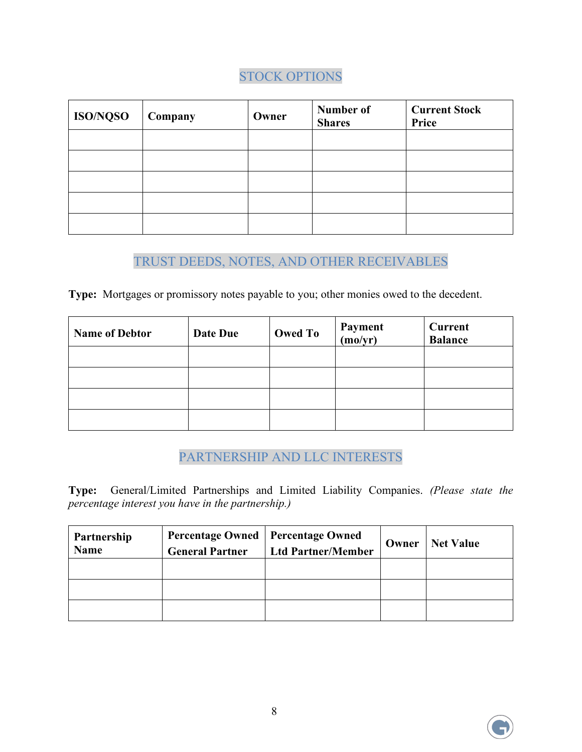## STOCK OPTIONS

| ISO/NQSO | Company | Owner | Number of Shares | Current Stock Price |
|---|---|---|---|---|
| | | | | |
| | | | | |
| | | | | |
| | | | | |
| | | | | |

## TRUST DEEDS, NOTES, AND OTHER RECEIVABLES

**Type:** Mortgages or promissory notes payable to you; other monies owed to the decedent.

| Name of Debtor | Date Due | Owed To | Payment (mo/yr) | Current Balance |
|---|---|---|---|---|
| | | | | |
| | | | | |
| | | | | |
| | | | | |

## PARTNERSHIP AND LLC INTERESTS

**Type:** General/Limited Partnerships and Limited Liability Companies. *(Please state the percentage interest you have in the partnership.)*

| Partnership Name | Percentage Owned General Partner | Percentage Owned Ltd Partner/Member | Owner | Net Value |
|---|---|---|---|---|
| | | | | |
| | | | | |
| | | | | |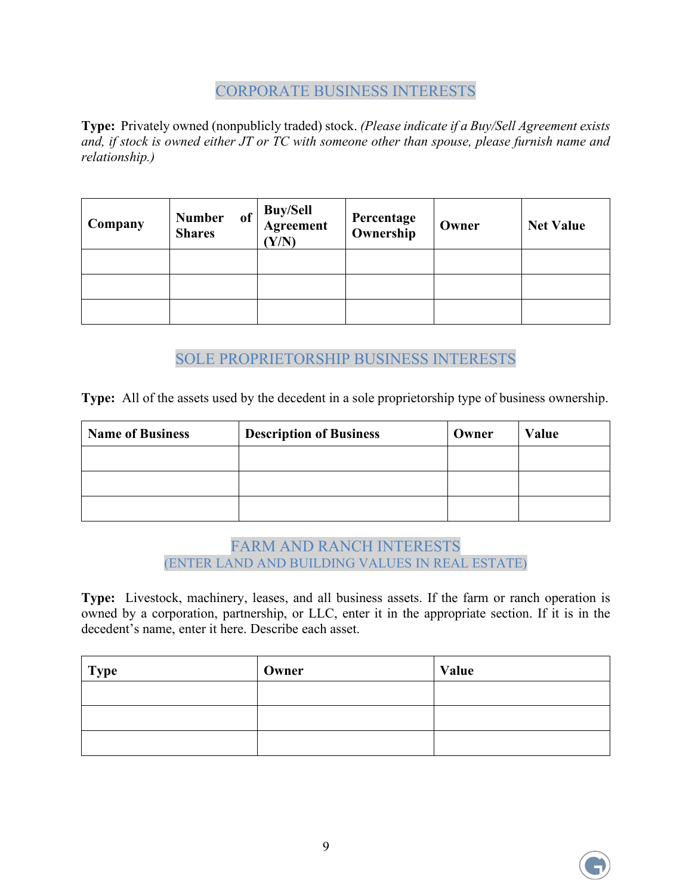## CORPORATE BUSINESS INTERESTS

**Type:** Privately owned (nonpublicly traded) stock. *(Please indicate if a Buy/Sell Agreement exists and, if stock is owned either JT or TC with someone other than spouse, please furnish name and relationship.)*

| Company | Number of Shares | Buy/Sell Agreement (Y/N) | Percentage Ownership | Owner | Net Value |
|---|---|---|---|---|---|
| | | | | | |
| | | | | | |
| | | | | | |

## SOLE PROPRIETORSHIP BUSINESS INTERESTS

**Type:** All of the assets used by the decedent in a sole proprietorship type of business ownership.

| Name of Business | Description of Business | Owner | Value |
|---|---|---|---|
| | | | |
| | | | |
| | | | |

## FARM AND RANCH INTERESTS (ENTER LAND AND BUILDING VALUES IN REAL ESTATE)

**Type:** Livestock, machinery, leases, and all business assets. If the farm or ranch operation is owned by a corporation, partnership, or LLC, enter it in the appropriate section. If it is in the decedent's name, enter it here. Describe each asset.

| Type | Owner | Value |
|---|---|---|
| | | |
| | | |
| | | |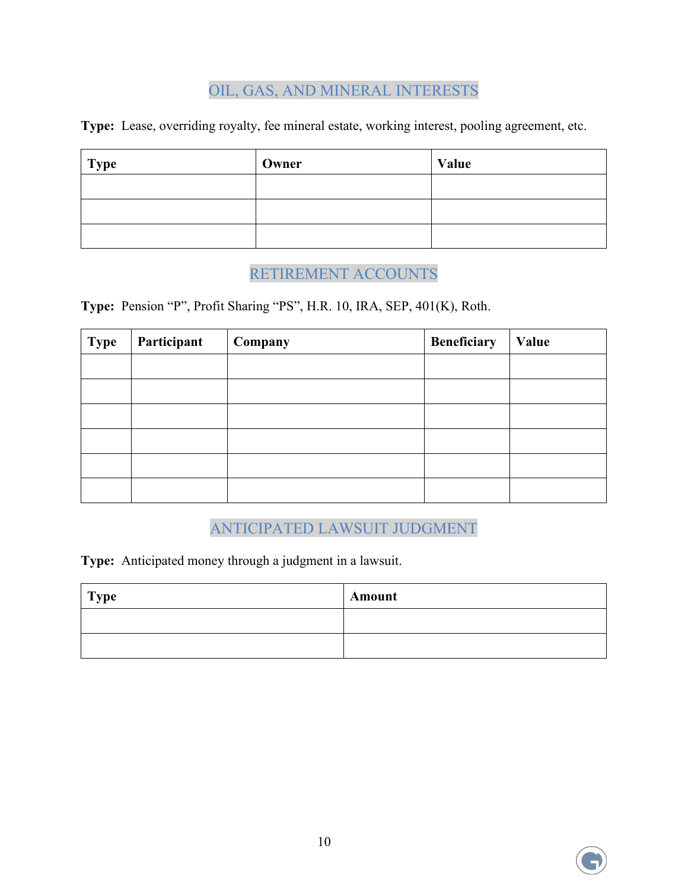## OIL, GAS, AND MINERAL INTERESTS

**Type:** Lease, overriding royalty, fee mineral estate, working interest, pooling agreement, etc.

| Type | Owner | Value |
| --- | --- | --- |
| | | |
| | | |
| | | |

## RETIREMENT ACCOUNTS

**Type:** Pension "P", Profit Sharing "PS", H.R. 10, IRA, SEP, 401(K), Roth.

| Type | Participant | Company | Beneficiary | Value |
| --- | --- | --- | --- | --- |
| | | | | |
| | | | | |
| | | | | |
| | | | | |
| | | | | |
| | | | | |

## ANTICIPATED LAWSUIT JUDGMENT

**Type:** Anticipated money through a judgment in a lawsuit.

| Type | Amount |
| --- | --- |
| | |
| | |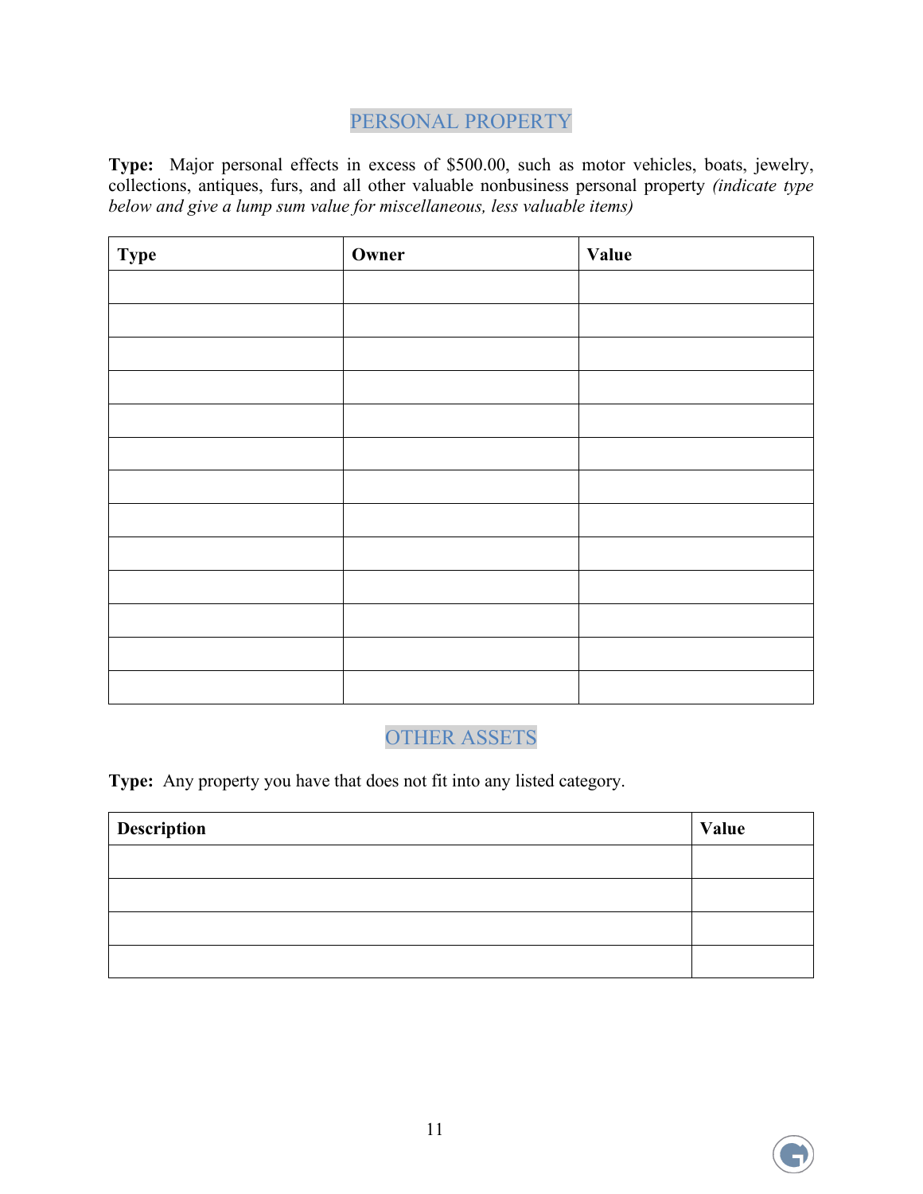## PERSONAL PROPERTY

**Type:** Major personal effects in excess of $500.00, such as motor vehicles, boats, jewelry, collections, antiques, furs, and all other valuable nonbusiness personal property *(indicate type below and give a lump sum value for miscellaneous, less valuable items)*

| Type | Owner | Value |
|---|---|---|
| | | |
| | | |
| | | |
| | | |
| | | |
| | | |
| | | |
| | | |
| | | |
| | | |
| | | |
| | | |
| | | |

## OTHER ASSETS

**Type:** Any property you have that does not fit into any listed category.

| Description | Value |
|---|---|
| | |
| | |
| | |
| | |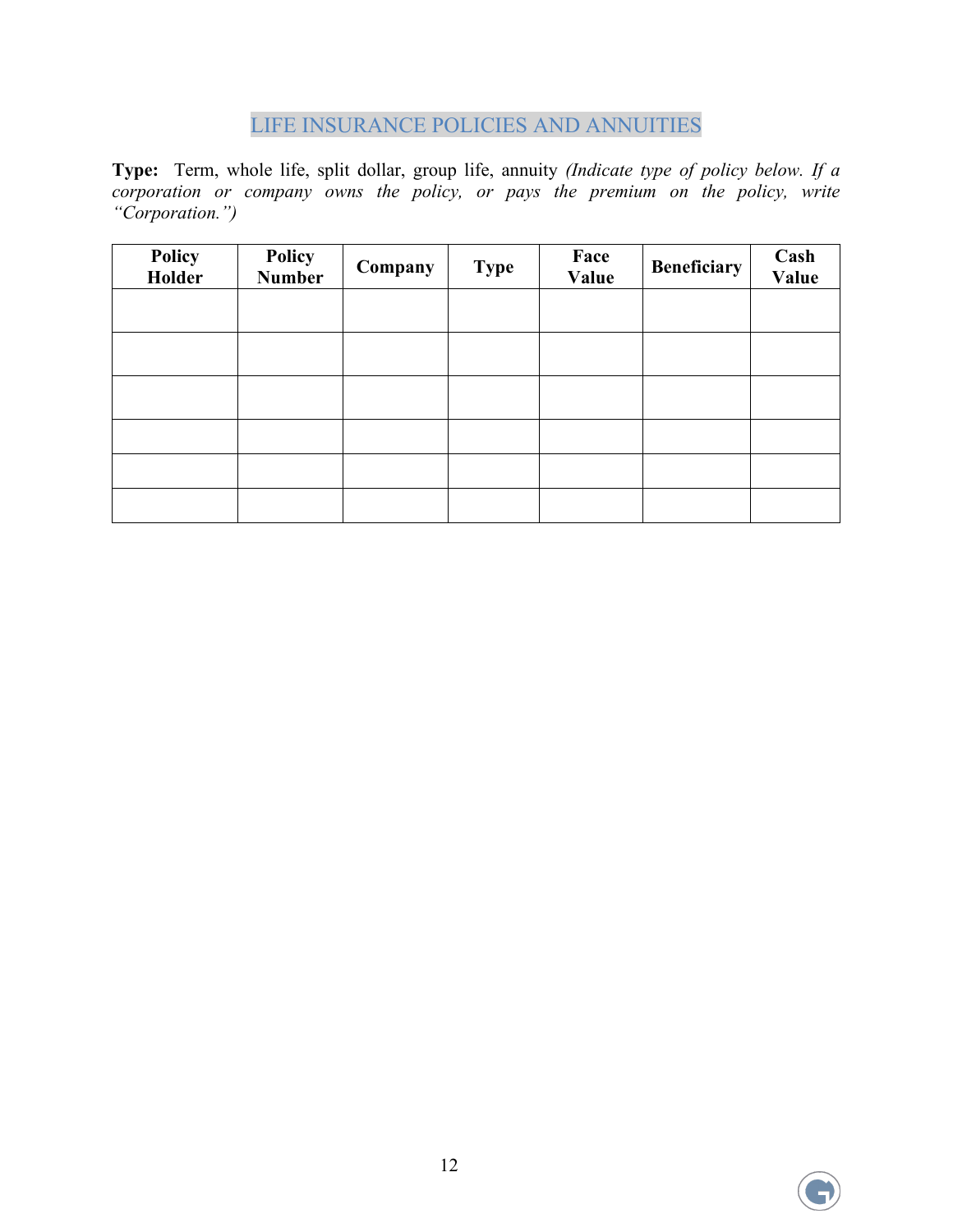## LIFE INSURANCE POLICIES AND ANNUITIES

**Type:** Term, whole life, split dollar, group life, annuity *(Indicate type of policy below. If a corporation or company owns the policy, or pays the premium on the policy, write "Corporation.")*

| Policy Holder | Policy Number | Company | Type | Face Value | Beneficiary | Cash Value |
|---|---|---|---|---|---|---|
| | | | | | | |
| | | | | | | |
| | | | | | | |
| | | | | | | |
| | | | | | | |
| | | | | | | |